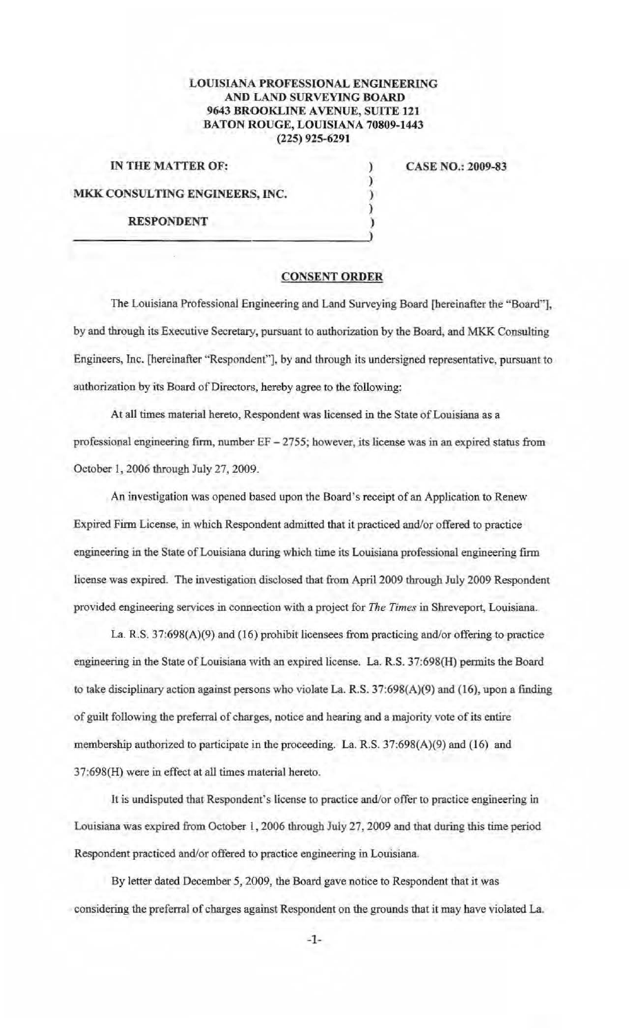**LOUISIANA PROFESSIONAL ENGINEERING AND LAND SURVEYING BOARD**
**9643 BROOKLINE AVENUE, SUITE 121**
**BATON ROUGE, LOUISIANA 70809-1443**
**(225) 925-6291**

| | | |
|---|---|---|
| **IN THE MATTER OF:** | ) | **CASE NO.: 2009-83** |
| | ) | |
| **MKK CONSULTING ENGINEERS, INC.** | ) | |
| | ) | |
| **RESPONDENT** | ) | |

**CONSENT ORDER**

The Louisiana Professional Engineering and Land Surveying Board [hereinafter the "Board"], by and through its Executive Secretary, pursuant to authorization by the Board, and MKK Consulting Engineers, Inc. [hereinafter "Respondent"], by and through its undersigned representative, pursuant to authorization by its Board of Directors, hereby agree to the following:

At all times material hereto, Respondent was licensed in the State of Louisiana as a professional engineering firm, number EF – 2755; however, its license was in an expired status from October 1, 2006 through July 27, 2009.

An investigation was opened based upon the Board's receipt of an Application to Renew Expired Firm License, in which Respondent admitted that it practiced and/or offered to practice engineering in the State of Louisiana during which time its Louisiana professional engineering firm license was expired. The investigation disclosed that from April 2009 through July 2009 Respondent provided engineering services in connection with a project for *The Times* in Shreveport, Louisiana.

La. R.S. 37:698(A)(9) and (16) prohibit licensees from practicing and/or offering to practice engineering in the State of Louisiana with an expired license. La. R.S. 37:698(H) permits the Board to take disciplinary action against persons who violate La. R.S. 37:698(A)(9) and (16), upon a finding of guilt following the preferral of charges, notice and hearing and a majority vote of its entire membership authorized to participate in the proceeding. La. R.S. 37:698(A)(9) and (16) and 37:698(H) were in effect at all times material hereto.

It is undisputed that Respondent's license to practice and/or offer to practice engineering in Louisiana was expired from October 1, 2006 through July 27, 2009 and that during this time period Respondent practiced and/or offered to practice engineering in Louisiana.

By letter dated December 5, 2009, the Board gave notice to Respondent that it was considering the preferral of charges against Respondent on the grounds that it may have violated La.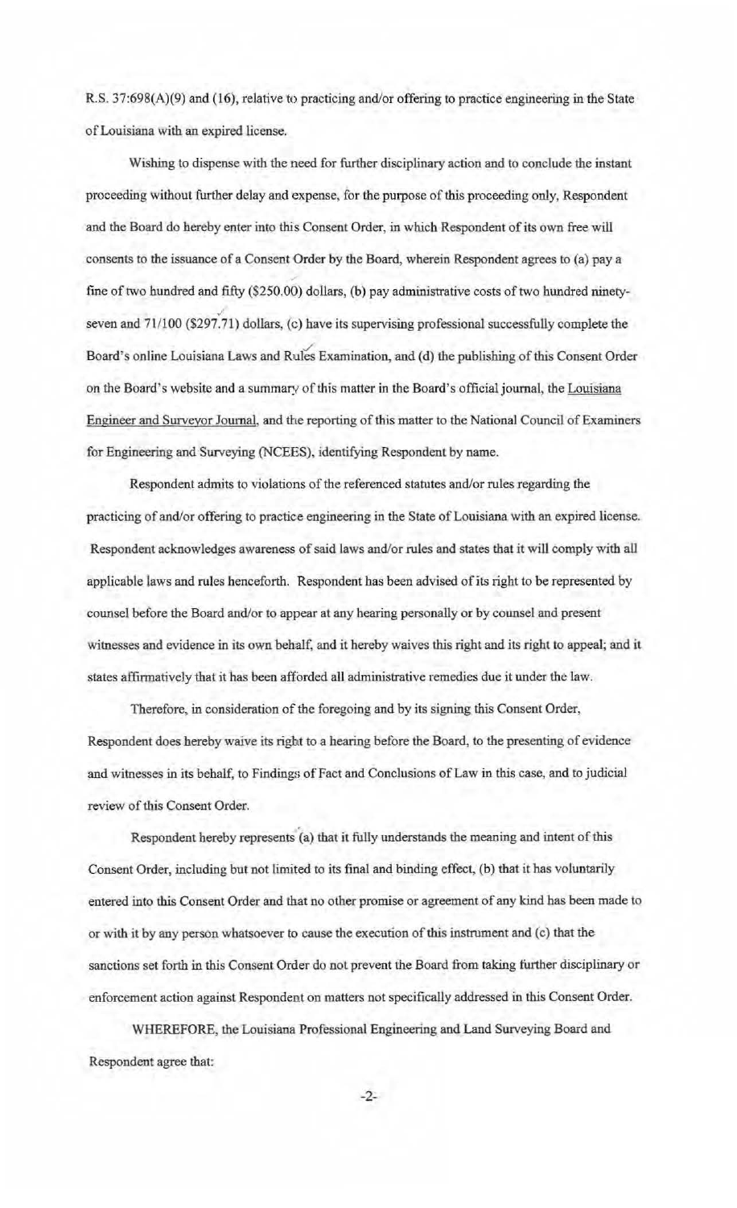R.S. 37:698(A)(9) and (16), relative to practicing and/or offering to practice engineering in the State of Louisiana with an expired license.

Wishing to dispense with the need for further disciplinary action and to conclude the instant proceeding without further delay and expense, for the purpose of this proceeding only, Respondent and the Board do hereby enter into this Consent Order, in which Respondent of its own free will consents to the issuance of a Consent Order by the Board, wherein Respondent agrees to (a) pay a fine of two hundred and fifty ($250.00) dollars, (b) pay administrative costs of two hundred ninety-seven and 71/100 ($297.71) dollars, (c) have its supervising professional successfully complete the Board's online Louisiana Laws and Rules Examination, and (d) the publishing of this Consent Order on the Board's website and a summary of this matter in the Board's official journal, the Louisiana Engineer and Surveyor Journal, and the reporting of this matter to the National Council of Examiners for Engineering and Surveying (NCEES), identifying Respondent by name.

Respondent admits to violations of the referenced statutes and/or rules regarding the practicing of and/or offering to practice engineering in the State of Louisiana with an expired license. Respondent acknowledges awareness of said laws and/or rules and states that it will comply with all applicable laws and rules henceforth. Respondent has been advised of its right to be represented by counsel before the Board and/or to appear at any hearing personally or by counsel and present witnesses and evidence in its own behalf, and it hereby waives this right and its right to appeal; and it states affirmatively that it has been afforded all administrative remedies due it under the law.

Therefore, in consideration of the foregoing and by its signing this Consent Order, Respondent does hereby waive its right to a hearing before the Board, to the presenting of evidence and witnesses in its behalf, to Findings of Fact and Conclusions of Law in this case, and to judicial review of this Consent Order.

Respondent hereby represents (a) that it fully understands the meaning and intent of this Consent Order, including but not limited to its final and binding effect, (b) that it has voluntarily entered into this Consent Order and that no other promise or agreement of any kind has been made to or with it by any person whatsoever to cause the execution of this instrument and (c) that the sanctions set forth in this Consent Order do not prevent the Board from taking further disciplinary or enforcement action against Respondent on matters not specifically addressed in this Consent Order.

WHEREFORE, the Louisiana Professional Engineering and Land Surveying Board and Respondent agree that: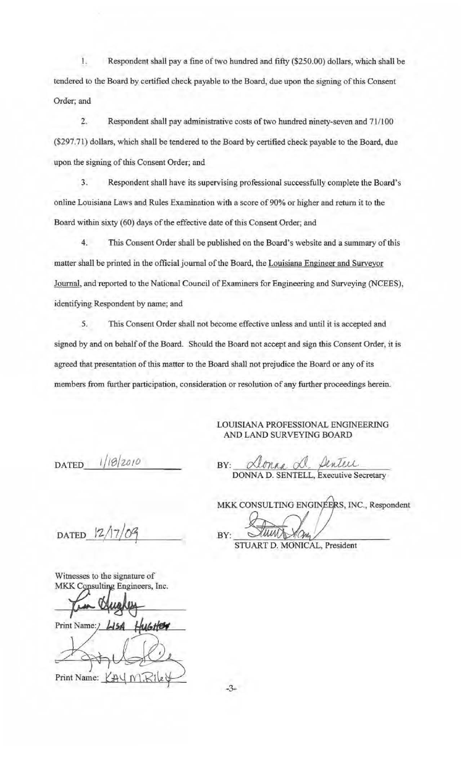1. Respondent shall pay a fine of two hundred and fifty ($250.00) dollars, which shall be tendered to the Board by certified check payable to the Board, due upon the signing of this Consent Order; and

2. Respondent shall pay administrative costs of two hundred ninety-seven and 71/100 ($297.71) dollars, which shall be tendered to the Board by certified check payable to the Board, due upon the signing of this Consent Order; and

3. Respondent shall have its supervising professional successfully complete the Board's online Louisiana Laws and Rules Examination with a score of 90% or higher and return it to the Board within sixty (60) days of the effective date of this Consent Order; and

4. This Consent Order shall be published on the Board's website and a summary of this matter shall be printed in the official journal of the Board, the Louisiana Engineer and Surveyor Journal, and reported to the National Council of Examiners for Engineering and Surveying (NCEES), identifying Respondent by name; and

5. This Consent Order shall not become effective unless and until it is accepted and signed by and on behalf of the Board. Should the Board not accept and sign this Consent Order, it is agreed that presentation of this matter to the Board shall not prejudice the Board or any of its members from further participation, consideration or resolution of any further proceedings herein.

LOUISIANA PROFESSIONAL ENGINEERING AND LAND SURVEYING BOARD

DATED 1/18/2010

BY: Donna D. Sentell
DONNA D. SENTELL, Executive Secretary

MKK CONSULTING ENGINEERS, INC., Respondent

DATED 12/17/09

BY: Stuart D. Monical
STUART D. MONICAL, President

Witnesses to the signature of MKK Consulting Engineers, Inc.

Lisa Hughey
Print Name: LISA HUGHEY

Kay M. Riley
Print Name: KAY M. RILEY